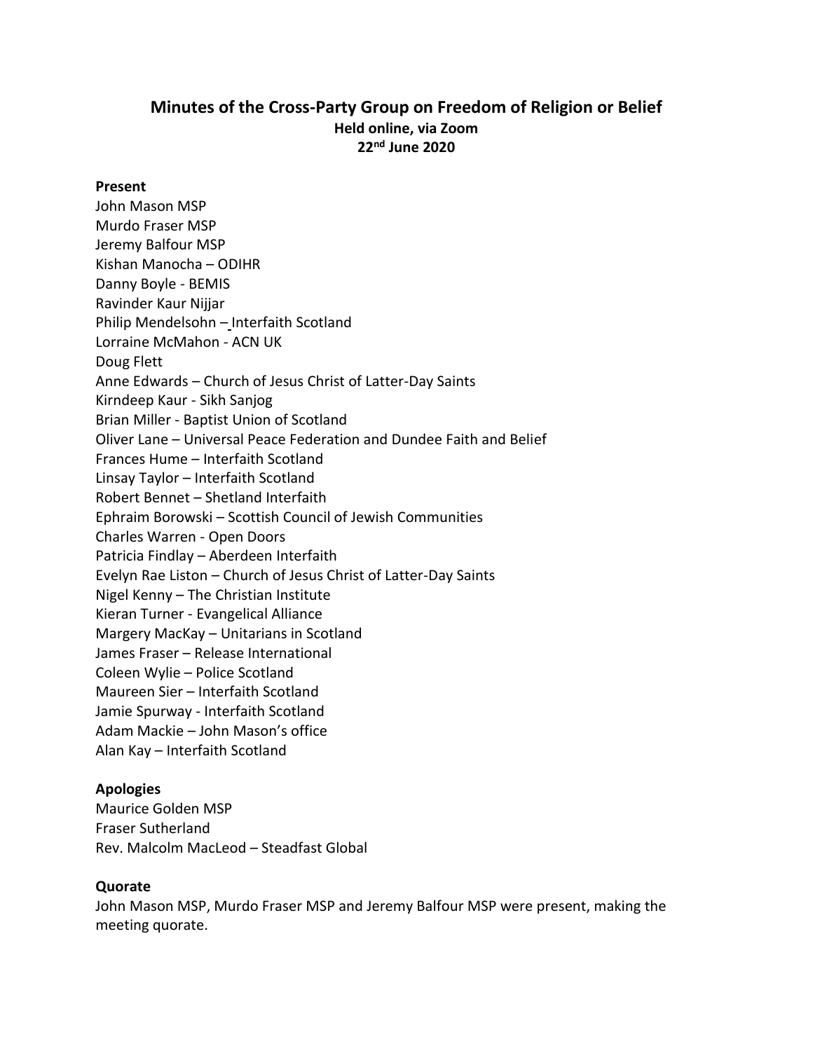# Minutes of the Cross-Party Group on Freedom of Religion or Belief

**Held online, via Zoom**

**22nd June 2020**

**Present**

John Mason MSP
Murdo Fraser MSP
Jeremy Balfour MSP
Kishan Manocha – ODIHR
Danny Boyle - BEMIS
Ravinder Kaur Nijjar
Philip Mendelsohn – Interfaith Scotland
Lorraine McMahon - ACN UK
Doug Flett
Anne Edwards – Church of Jesus Christ of Latter-Day Saints
Kirndeep Kaur - Sikh Sanjog
Brian Miller - Baptist Union of Scotland
Oliver Lane – Universal Peace Federation and Dundee Faith and Belief
Frances Hume – Interfaith Scotland
Linsay Taylor – Interfaith Scotland
Robert Bennet – Shetland Interfaith
Ephraim Borowski – Scottish Council of Jewish Communities
Charles Warren - Open Doors
Patricia Findlay – Aberdeen Interfaith
Evelyn Rae Liston – Church of Jesus Christ of Latter-Day Saints
Nigel Kenny – The Christian Institute
Kieran Turner - Evangelical Alliance
Margery MacKay – Unitarians in Scotland
James Fraser – Release International
Coleen Wylie – Police Scotland
Maureen Sier – Interfaith Scotland
Jamie Spurway - Interfaith Scotland
Adam Mackie – John Mason's office
Alan Kay – Interfaith Scotland

**Apologies**

Maurice Golden MSP
Fraser Sutherland
Rev. Malcolm MacLeod – Steadfast Global

**Quorate**

John Mason MSP, Murdo Fraser MSP and Jeremy Balfour MSP were present, making the meeting quorate.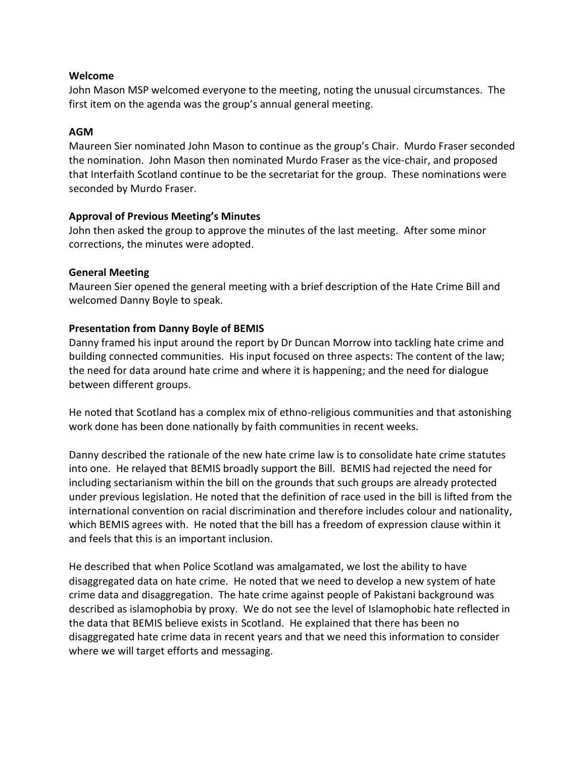**Welcome**

John Mason MSP welcomed everyone to the meeting, noting the unusual circumstances. The first item on the agenda was the group's annual general meeting.

**AGM**

Maureen Sier nominated John Mason to continue as the group's Chair. Murdo Fraser seconded the nomination. John Mason then nominated Murdo Fraser as the vice-chair, and proposed that Interfaith Scotland continue to be the secretariat for the group. These nominations were seconded by Murdo Fraser.

**Approval of Previous Meeting's Minutes**

John then asked the group to approve the minutes of the last meeting. After some minor corrections, the minutes were adopted.

**General Meeting**

Maureen Sier opened the general meeting with a brief description of the Hate Crime Bill and welcomed Danny Boyle to speak.

**Presentation from Danny Boyle of BEMIS**

Danny framed his input around the report by Dr Duncan Morrow into tackling hate crime and building connected communities. His input focused on three aspects: The content of the law; the need for data around hate crime and where it is happening; and the need for dialogue between different groups.

He noted that Scotland has a complex mix of ethno-religious communities and that astonishing work done has been done nationally by faith communities in recent weeks.

Danny described the rationale of the new hate crime law is to consolidate hate crime statutes into one. He relayed that BEMIS broadly support the Bill. BEMIS had rejected the need for including sectarianism within the bill on the grounds that such groups are already protected under previous legislation. He noted that the definition of race used in the bill is lifted from the international convention on racial discrimination and therefore includes colour and nationality, which BEMIS agrees with. He noted that the bill has a freedom of expression clause within it and feels that this is an important inclusion.

He described that when Police Scotland was amalgamated, we lost the ability to have disaggregated data on hate crime. He noted that we need to develop a new system of hate crime data and disaggregation. The hate crime against people of Pakistani background was described as islamophobia by proxy. We do not see the level of Islamophobic hate reflected in the data that BEMIS believe exists in Scotland. He explained that there has been no disaggregated hate crime data in recent years and that we need this information to consider where we will target efforts and messaging.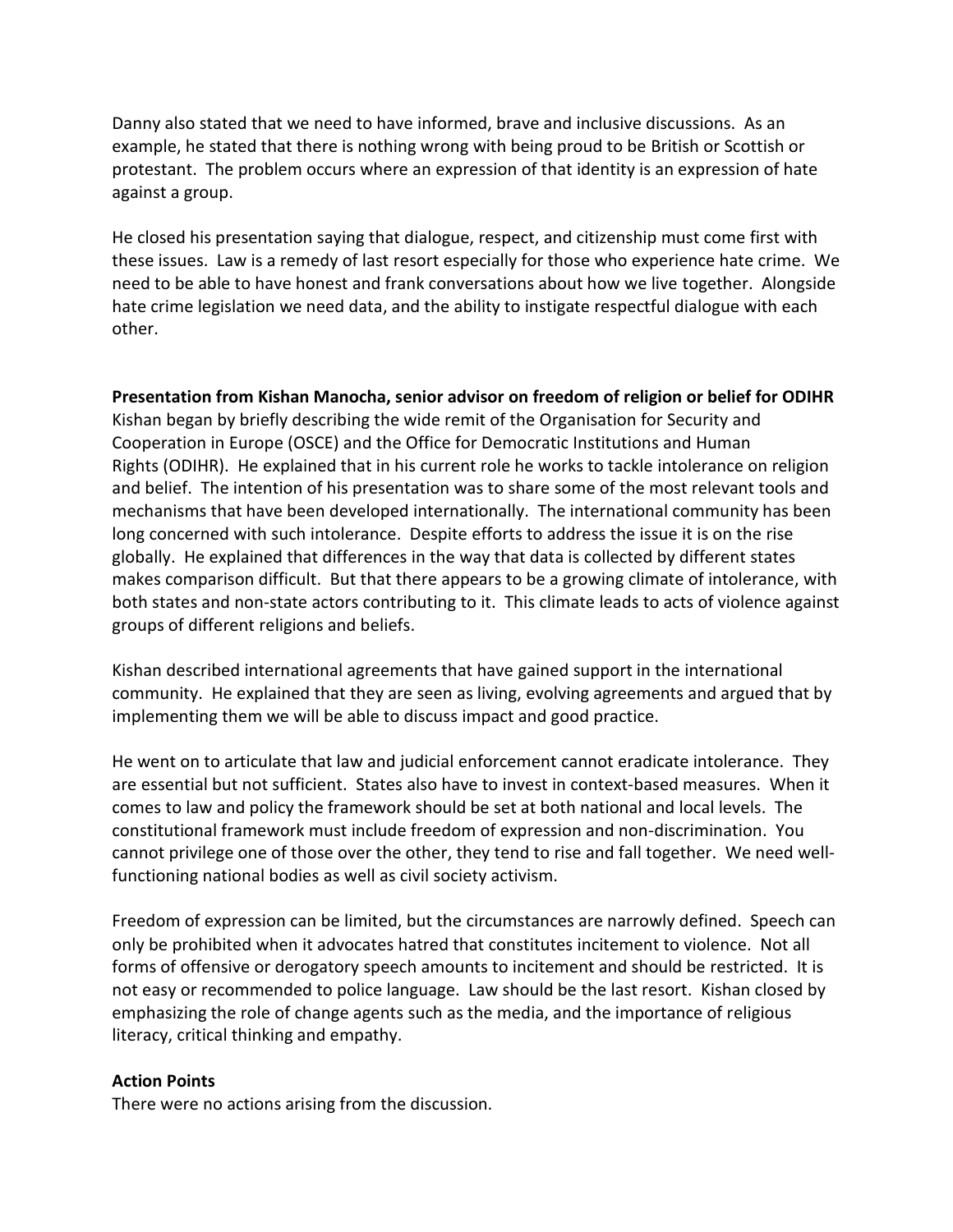Danny also stated that we need to have informed, brave and inclusive discussions. As an example, he stated that there is nothing wrong with being proud to be British or Scottish or protestant. The problem occurs where an expression of that identity is an expression of hate against a group.

He closed his presentation saying that dialogue, respect, and citizenship must come first with these issues. Law is a remedy of last resort especially for those who experience hate crime. We need to be able to have honest and frank conversations about how we live together. Alongside hate crime legislation we need data, and the ability to instigate respectful dialogue with each other.

**Presentation from Kishan Manocha, senior advisor on freedom of religion or belief for ODIHR**

Kishan began by briefly describing the wide remit of the Organisation for Security and Cooperation in Europe (OSCE) and the Office for Democratic Institutions and Human Rights (ODIHR). He explained that in his current role he works to tackle intolerance on religion and belief. The intention of his presentation was to share some of the most relevant tools and mechanisms that have been developed internationally. The international community has been long concerned with such intolerance. Despite efforts to address the issue it is on the rise globally. He explained that differences in the way that data is collected by different states makes comparison difficult. But that there appears to be a growing climate of intolerance, with both states and non-state actors contributing to it. This climate leads to acts of violence against groups of different religions and beliefs.

Kishan described international agreements that have gained support in the international community. He explained that they are seen as living, evolving agreements and argued that by implementing them we will be able to discuss impact and good practice.

He went on to articulate that law and judicial enforcement cannot eradicate intolerance. They are essential but not sufficient. States also have to invest in context-based measures. When it comes to law and policy the framework should be set at both national and local levels. The constitutional framework must include freedom of expression and non-discrimination. You cannot privilege one of those over the other, they tend to rise and fall together. We need well-functioning national bodies as well as civil society activism.

Freedom of expression can be limited, but the circumstances are narrowly defined. Speech can only be prohibited when it advocates hatred that constitutes incitement to violence. Not all forms of offensive or derogatory speech amounts to incitement and should be restricted. It is not easy or recommended to police language. Law should be the last resort. Kishan closed by emphasizing the role of change agents such as the media, and the importance of religious literacy, critical thinking and empathy.

**Action Points**

There were no actions arising from the discussion.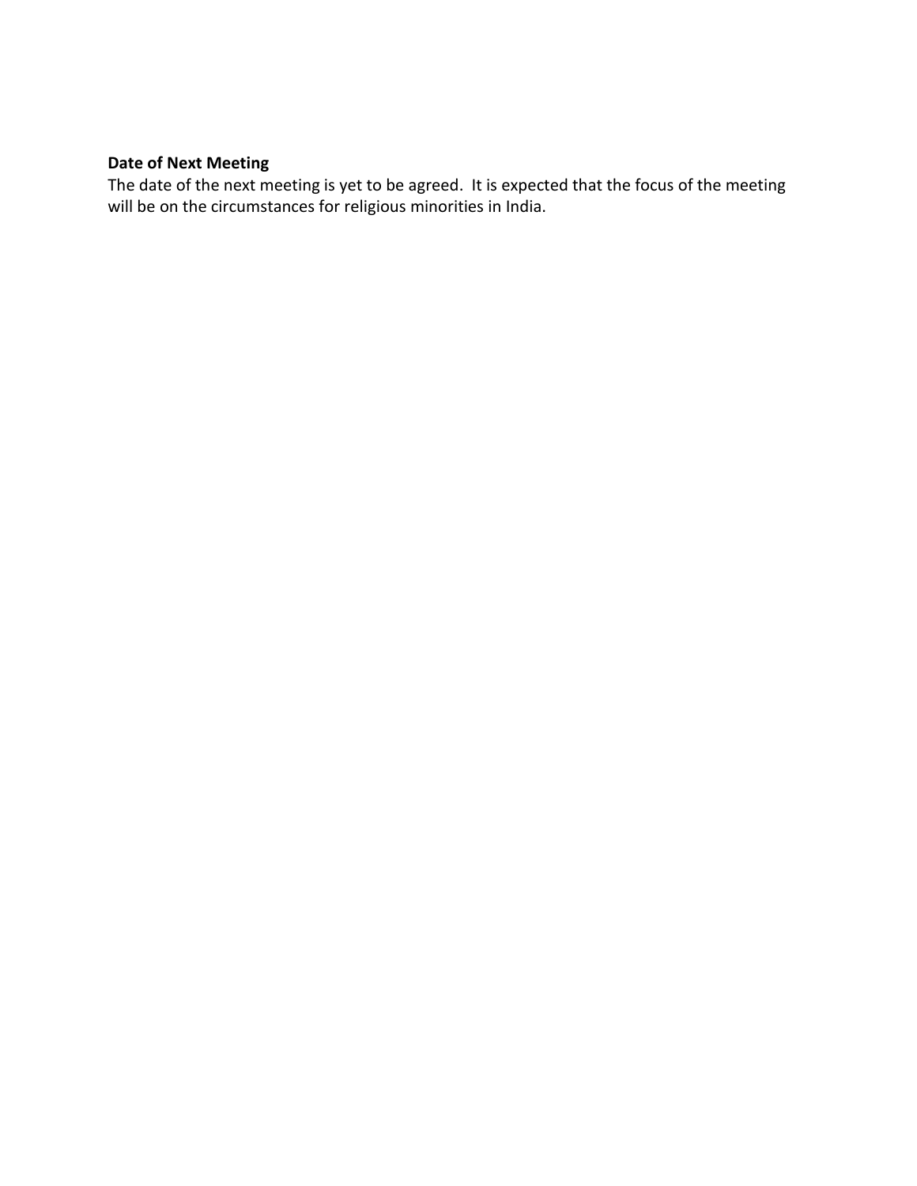**Date of Next Meeting**

The date of the next meeting is yet to be agreed. It is expected that the focus of the meeting will be on the circumstances for religious minorities in India.